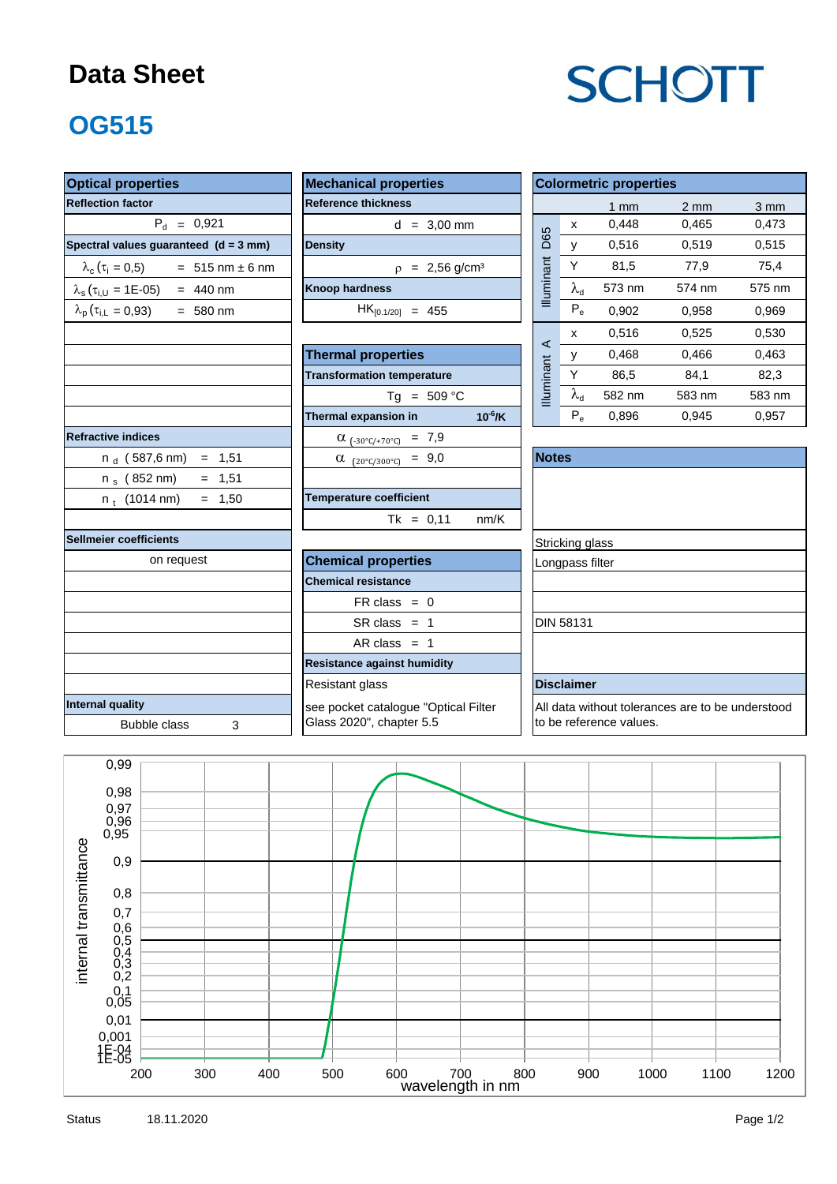# Data Sheet

SCHOTT

## OG515

### Optical properties

**Reflection factor**

$P_d$ = 0,921

**Spectral values guaranteed (d = 3 mm)**

| | |
|---|---|
| $\lambda_c$ ($\tau_i$ = 0,5) | = 515 nm ± 6 nm |
| $\lambda_s$ ($\tau_{i,U}$ = 1E-05) | = 440 nm |
| $\lambda_p$ ($\tau_{i,L}$ = 0,93) | = 580 nm |

**Refractive indices**

| | |
|---|---|
| $n_d$ (587,6 nm) | = 1,51 |
| $n_s$ (852 nm) | = 1,51 |
| $n_t$ (1014 nm) | = 1,50 |

**Sellmeier coefficients**

on request

**Internal quality**

Bubble class 3

### Mechanical properties

**Reference thickness**

d = 3,00 mm

**Density**

$\rho$ = 2,56 g/cm³

**Knoop hardness**

$HK_{[0.1/20]}$ = 455

### Thermal properties

**Transformation temperature**

Tg = 509 °C

**Thermal expansion in** $10^{-6}$/K

$\alpha_{(-30°C/+70°C)}$ = 7,9

$\alpha_{(20°C/300°C)}$ = 9,0

**Temperature coefficient**

Tk = 0,11 nm/K

### Chemical properties

**Chemical resistance**

FR class = 0

SR class = 1

AR class = 1

**Resistance against humidity**

Resistant glass

see pocket catalogue "Optical Filter Glass 2020", chapter 5.5

### Colormetric properties

| | | 1 mm | 2 mm | 3 mm |
|---|---|---|---|---|
| Illuminant D65 | x | 0,448 | 0,465 | 0,473 |
| | y | 0,516 | 0,519 | 0,515 |
| | Y | 81,5 | 77,9 | 75,4 |
| | $\lambda_d$ | 573 nm | 574 nm | 575 nm |
| | $P_e$ | 0,902 | 0,958 | 0,969 |
| Illuminant A | x | 0,516 | 0,525 | 0,530 |
| | y | 0,468 | 0,466 | 0,463 |
| | Y | 86,5 | 84,1 | 82,3 |
| | $\lambda_d$ | 582 nm | 583 nm | 583 nm |
| | $P_e$ | 0,896 | 0,945 | 0,957 |

### Notes

Stricking glass

Longpass filter

DIN 58131

### Disclaimer

All data without tolerances are to be understood to be reference values.

Status 18.11.2020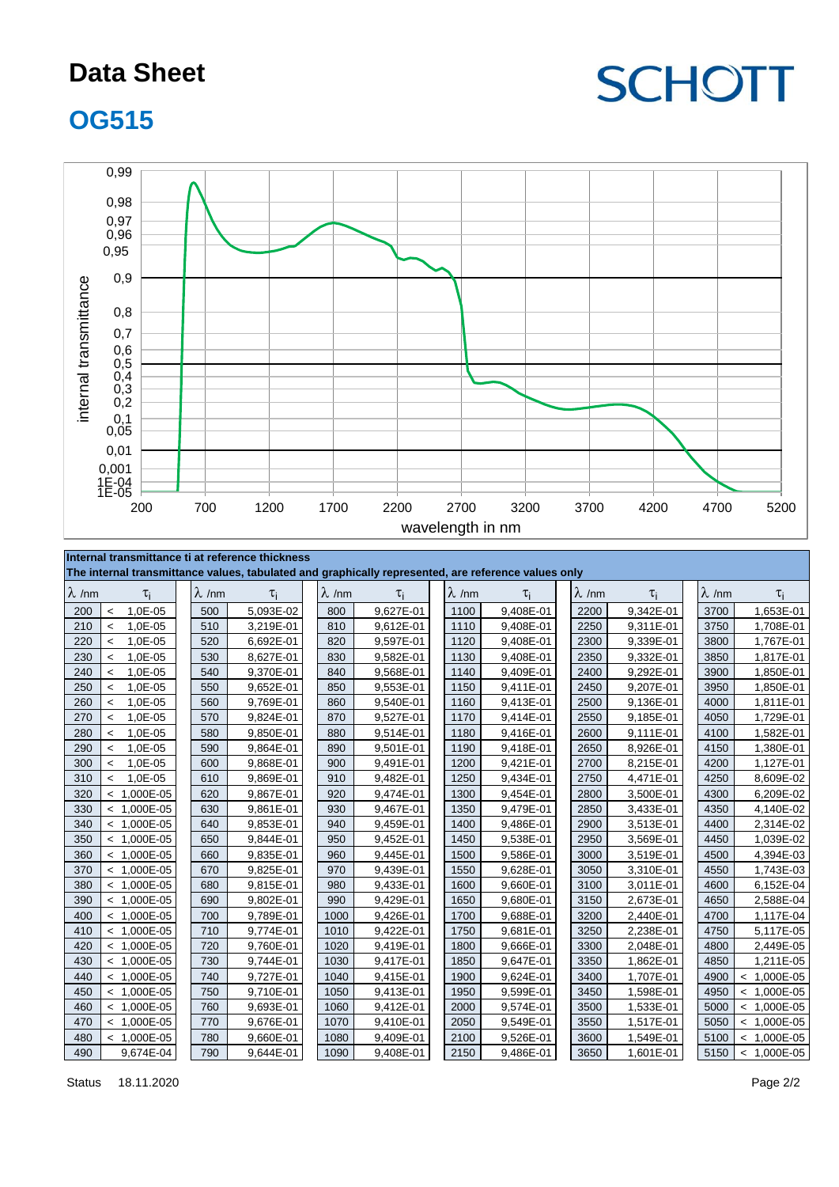# Data Sheet

SCHOTT

## OG515

0,99
0,98
0,97
0,96
0,95
0,9
0,8
0,7
0,6
0,5
0,4
0,3
0,2
0,1
0,05
0,01
0,001
1E-04
1E-05

internal transmittance

200 700 1200 1700 2200 2700 3200 3700 4200 4700 5200

wavelength in nm

**Internal transmittance ti at reference thickness**

**The internal transmittance values, tabulated and graphically represented, are reference values only**

| λ /nm | $\tau_i$ | λ /nm | $\tau_i$ | λ /nm | $\tau_i$ | λ /nm | $\tau_i$ | λ /nm | $\tau_i$ | λ /nm | $\tau_i$ |
|---|---|---|---|---|---|---|---|---|---|---|---|
| 200 | < 1,0E-05 | 500 | 5,093E-02 | 800 | 9,627E-01 | 1100 | 9,408E-01 | 2200 | 9,342E-01 | 3700 | 1,653E-01 |
| 210 | < 1,0E-05 | 510 | 3,219E-01 | 810 | 9,612E-01 | 1110 | 9,408E-01 | 2250 | 9,311E-01 | 3750 | 1,708E-01 |
| 220 | < 1,0E-05 | 520 | 6,692E-01 | 820 | 9,597E-01 | 1120 | 9,408E-01 | 2300 | 9,339E-01 | 3800 | 1,767E-01 |
| 230 | < 1,0E-05 | 530 | 8,627E-01 | 830 | 9,582E-01 | 1130 | 9,408E-01 | 2350 | 9,332E-01 | 3850 | 1,817E-01 |
| 240 | < 1,0E-05 | 540 | 9,370E-01 | 840 | 9,568E-01 | 1140 | 9,409E-01 | 2400 | 9,292E-01 | 3900 | 1,850E-01 |
| 250 | < 1,0E-05 | 550 | 9,652E-01 | 850 | 9,553E-01 | 1150 | 9,411E-01 | 2450 | 9,207E-01 | 3950 | 1,850E-01 |
| 260 | < 1,0E-05 | 560 | 9,769E-01 | 860 | 9,540E-01 | 1160 | 9,413E-01 | 2500 | 9,136E-01 | 4000 | 1,811E-01 |
| 270 | < 1,0E-05 | 570 | 9,824E-01 | 870 | 9,527E-01 | 1170 | 9,414E-01 | 2550 | 9,185E-01 | 4050 | 1,729E-01 |
| 280 | < 1,0E-05 | 580 | 9,850E-01 | 880 | 9,514E-01 | 1180 | 9,416E-01 | 2600 | 9,111E-01 | 4100 | 1,582E-01 |
| 290 | < 1,0E-05 | 590 | 9,864E-01 | 890 | 9,501E-01 | 1190 | 9,418E-01 | 2650 | 8,926E-01 | 4150 | 1,380E-01 |
| 300 | < 1,0E-05 | 600 | 9,868E-01 | 900 | 9,491E-01 | 1200 | 9,421E-01 | 2700 | 8,215E-01 | 4200 | 1,127E-01 |
| 310 | < 1,0E-05 | 610 | 9,869E-01 | 910 | 9,482E-01 | 1250 | 9,434E-01 | 2750 | 4,471E-01 | 4250 | 8,609E-02 |
| 320 | < 1,000E-05 | 620 | 9,867E-01 | 920 | 9,474E-01 | 1300 | 9,454E-01 | 2800 | 3,500E-01 | 4300 | 6,209E-02 |
| 330 | < 1,000E-05 | 630 | 9,861E-01 | 930 | 9,467E-01 | 1350 | 9,479E-01 | 2850 | 3,433E-01 | 4350 | 4,140E-02 |
| 340 | < 1,000E-05 | 640 | 9,853E-01 | 940 | 9,459E-01 | 1400 | 9,486E-01 | 2900 | 3,513E-01 | 4400 | 2,314E-02 |
| 350 | < 1,000E-05 | 650 | 9,844E-01 | 950 | 9,452E-01 | 1450 | 9,538E-01 | 2950 | 3,569E-01 | 4450 | 1,039E-02 |
| 360 | < 1,000E-05 | 660 | 9,835E-01 | 960 | 9,445E-01 | 1500 | 9,586E-01 | 3000 | 3,519E-01 | 4500 | 4,394E-03 |
| 370 | < 1,000E-05 | 670 | 9,825E-01 | 970 | 9,439E-01 | 1550 | 9,628E-01 | 3050 | 3,310E-01 | 4550 | 1,743E-03 |
| 380 | < 1,000E-05 | 680 | 9,815E-01 | 980 | 9,433E-01 | 1600 | 9,660E-01 | 3100 | 3,011E-01 | 4600 | 6,152E-04 |
| 390 | < 1,000E-05 | 690 | 9,802E-01 | 990 | 9,429E-01 | 1650 | 9,680E-01 | 3150 | 2,673E-01 | 4650 | 2,588E-04 |
| 400 | < 1,000E-05 | 700 | 9,789E-01 | 1000 | 9,426E-01 | 1700 | 9,688E-01 | 3200 | 2,440E-01 | 4700 | 1,117E-04 |
| 410 | < 1,000E-05 | 710 | 9,774E-01 | 1010 | 9,422E-01 | 1750 | 9,681E-01 | 3250 | 2,238E-01 | 4750 | 5,117E-05 |
| 420 | < 1,000E-05 | 720 | 9,760E-01 | 1020 | 9,419E-01 | 1800 | 9,666E-01 | 3300 | 2,048E-01 | 4800 | 2,449E-05 |
| 430 | < 1,000E-05 | 730 | 9,744E-01 | 1030 | 9,417E-01 | 1850 | 9,647E-01 | 3350 | 1,862E-01 | 4850 | 1,211E-05 |
| 440 | < 1,000E-05 | 740 | 9,727E-01 | 1040 | 9,415E-01 | 1900 | 9,624E-01 | 3400 | 1,707E-01 | 4900 | < 1,000E-05 |
| 450 | < 1,000E-05 | 750 | 9,710E-01 | 1050 | 9,413E-01 | 1950 | 9,599E-01 | 3450 | 1,598E-01 | 4950 | < 1,000E-05 |
| 460 | < 1,000E-05 | 760 | 9,693E-01 | 1060 | 9,412E-01 | 2000 | 9,574E-01 | 3500 | 1,533E-01 | 5000 | < 1,000E-05 |
| 470 | < 1,000E-05 | 770 | 9,676E-01 | 1070 | 9,410E-01 | 2050 | 9,549E-01 | 3550 | 1,517E-01 | 5050 | < 1,000E-05 |
| 480 | < 1,000E-05 | 780 | 9,660E-01 | 1080 | 9,409E-01 | 2100 | 9,526E-01 | 3600 | 1,549E-01 | 5100 | < 1,000E-05 |
| 490 | 9,674E-04 | 790 | 9,644E-01 | 1090 | 9,408E-01 | 2150 | 9,486E-01 | 3650 | 1,601E-01 | 5150 | < 1,000E-05 |

Status 18.11.2020